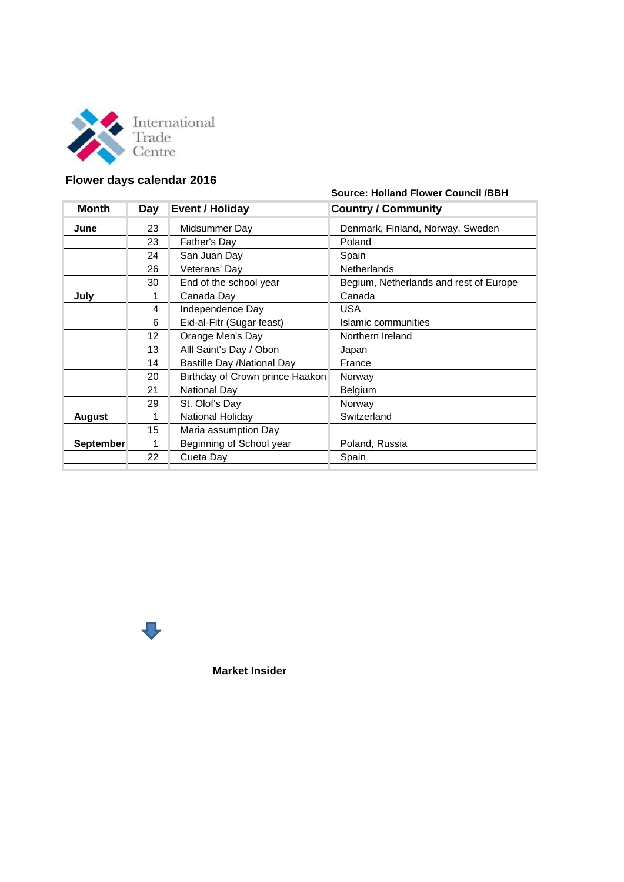International Trade Centre

## Flower days calendar 2016

**Source: Holland Flower Council /BBH**

| Month | Day | Event / Holiday | Country / Community |
|---|---|---|---|
| **June** | 23 | Midsummer Day | Denmark, Finland, Norway, Sweden |
| | 23 | Father's Day | Poland |
| | 24 | San Juan Day | Spain |
| | 26 | Veterans' Day | Netherlands |
| | 30 | End of the school year | Begium, Netherlands and rest of Europe |
| **July** | 1 | Canada Day | Canada |
| | 4 | Independence Day | USA |
| | 6 | Eid-al-Fitr (Sugar feast) | Islamic communities |
| | 12 | Orange Men's Day | Northern Ireland |
| | 13 | Alll Saint's Day / Obon | Japan |
| | 14 | Bastille Day /National Day | France |
| | 20 | Birthday of Crown prince Haakon | Norway |
| | 21 | National Day | Belgium |
| | 29 | St. Olof's Day | Norway |
| **August** | 1 | National Holiday | Switzerland |
| | 15 | Maria assumption Day | |
| **September** | 1 | Beginning of School year | Poland, Russia |
| | 22 | Cueta Day | Spain |

**Market Insider**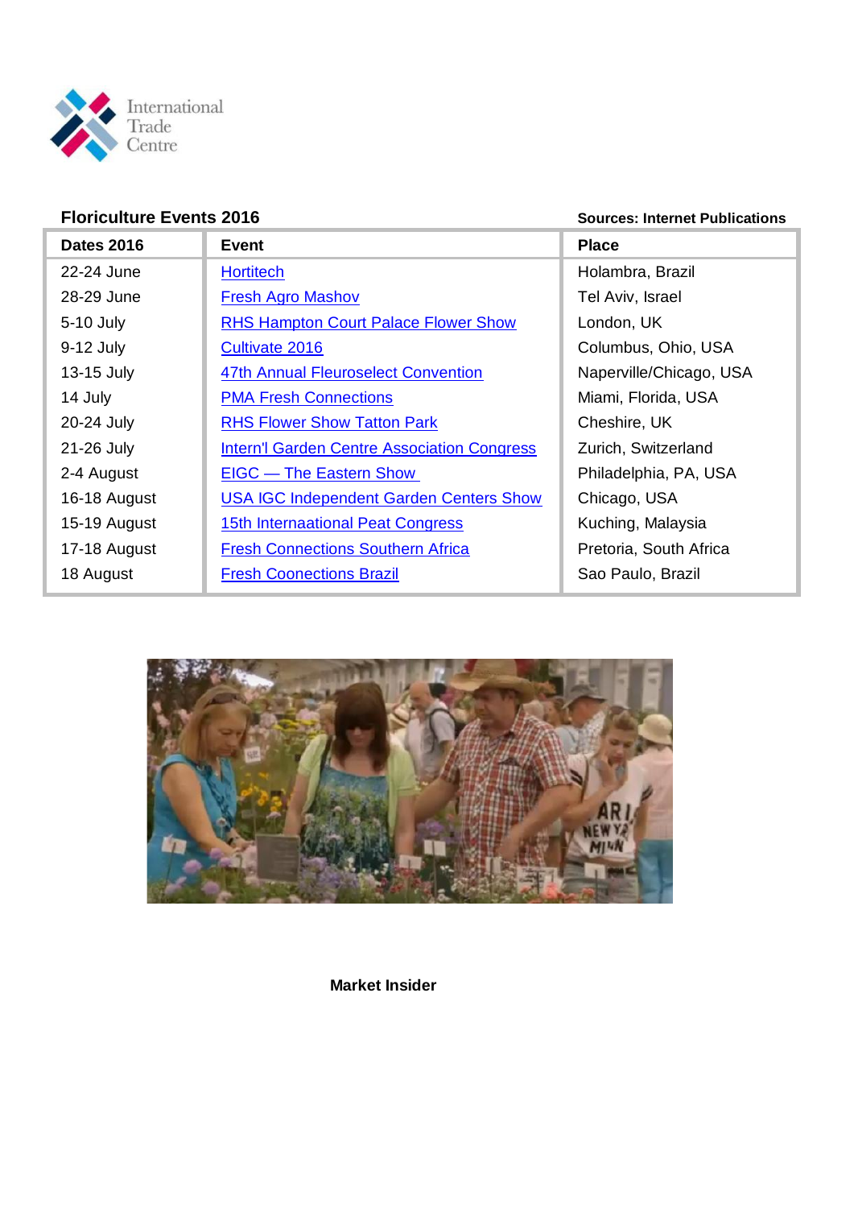International Trade Centre

**Floriculture Events 2016** **Sources: Internet Publications**

| Dates 2016 | Event | Place |
|---|---|---|
| 22-24 June | Hortitech | Holambra, Brazil |
| 28-29 June | Fresh Agro Mashov | Tel Aviv, Israel |
| 5-10 July | RHS Hampton Court Palace Flower Show | London, UK |
| 9-12 July | Cultivate 2016 | Columbus, Ohio, USA |
| 13-15 July | 47th Annual Fleuroselect Convention | Naperville/Chicago, USA |
| 14 July | PMA Fresh Connections | Miami, Florida, USA |
| 20-24 July | RHS Flower Show Tatton Park | Cheshire, UK |
| 21-26 July | Intern'l Garden Centre Association Congress | Zurich, Switzerland |
| 2-4 August | EIGC — The Eastern Show | Philadelphia, PA, USA |
| 16-18 August | USA IGC Independent Garden Centers Show | Chicago, USA |
| 15-19 August | 15th Internaational Peat Congress | Kuching, Malaysia |
| 17-18 August | Fresh Connections Southern Africa | Pretoria, South Africa |
| 18 August | Fresh Coonections Brazil | Sao Paulo, Brazil |

**Market Insider**